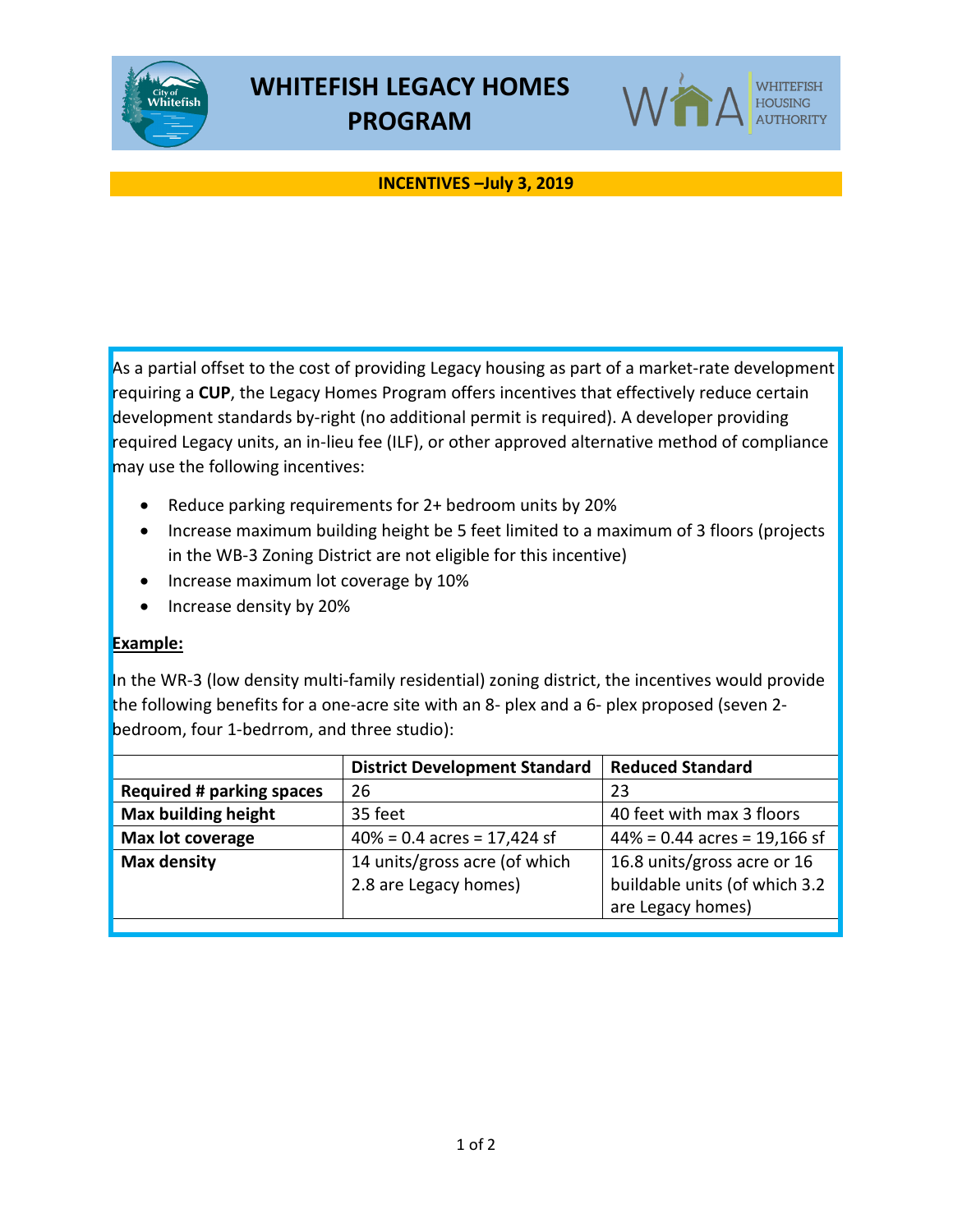# WHITEFISH LEGACY HOMES PROGRAM

WHITEFISH HOUSING AUTHORITY

**INCENTIVES –July 3, 2019**

As a partial offset to the cost of providing Legacy housing as part of a market-rate development requiring a **CUP**, the Legacy Homes Program offers incentives that effectively reduce certain development standards by-right (no additional permit is required). A developer providing required Legacy units, an in-lieu fee (ILF), or other approved alternative method of compliance may use the following incentives:

- Reduce parking requirements for 2+ bedroom units by 20%
- Increase maximum building height be 5 feet limited to a maximum of 3 floors (projects in the WB-3 Zoning District are not eligible for this incentive)
- Increase maximum lot coverage by 10%
- Increase density by 20%

**Example:**

In the WR-3 (low density multi-family residential) zoning district, the incentives would provide the following benefits for a one-acre site with an 8- plex and a 6- plex proposed (seven 2-bedroom, four 1-bedrrom, and three studio):

| | **District Development Standard** | **Reduced Standard** |
|---|---|---|
| **Required # parking spaces** | 26 | 23 |
| **Max building height** | 35 feet | 40 feet with max 3 floors |
| **Max lot coverage** | 40% = 0.4 acres = 17,424 sf | 44% = 0.44 acres = 19,166 sf |
| **Max density** | 14 units/gross acre (of which 2.8 are Legacy homes) | 16.8 units/gross acre or 16 buildable units (of which 3.2 are Legacy homes) |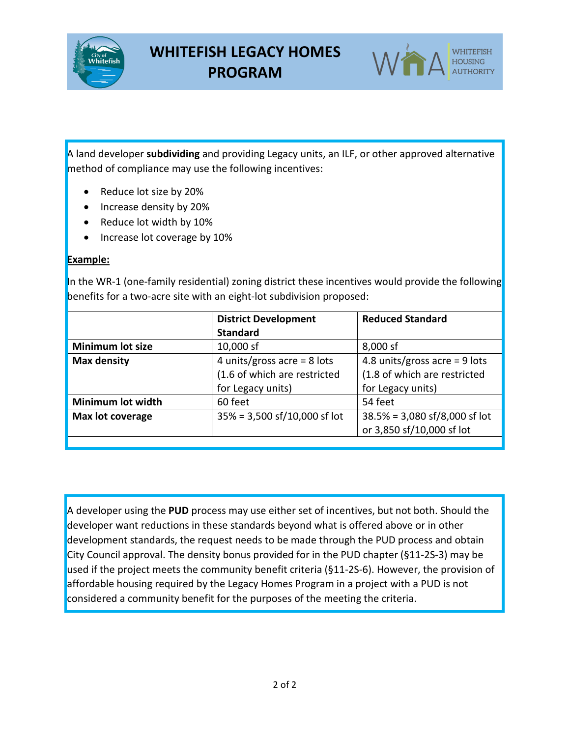# WHITEFISH LEGACY HOMES PROGRAM

A land developer **subdividing** and providing Legacy units, an ILF, or other approved alternative method of compliance may use the following incentives:

- Reduce lot size by 20%
- Increase density by 20%
- Reduce lot width by 10%
- Increase lot coverage by 10%

**Example:**

In the WR-1 (one-family residential) zoning district these incentives would provide the following benefits for a two-acre site with an eight-lot subdivision proposed:

| | District Development Standard | Reduced Standard |
|---|---|---|
| **Minimum lot size** | 10,000 sf | 8,000 sf |
| **Max density** | 4 units/gross acre = 8 lots (1.6 of which are restricted for Legacy units) | 4.8 units/gross acre = 9 lots (1.8 of which are restricted for Legacy units) |
| **Minimum lot width** | 60 feet | 54 feet |
| **Max lot coverage** | 35% = 3,500 sf/10,000 sf lot | 38.5% = 3,080 sf/8,000 sf lot or 3,850 sf/10,000 sf lot |

A developer using the **PUD** process may use either set of incentives, but not both. Should the developer want reductions in these standards beyond what is offered above or in other development standards, the request needs to be made through the PUD process and obtain City Council approval. The density bonus provided for in the PUD chapter (§11-2S-3) may be used if the project meets the community benefit criteria (§11-2S-6). However, the provision of affordable housing required by the Legacy Homes Program in a project with a PUD is not considered a community benefit for the purposes of the meeting the criteria.